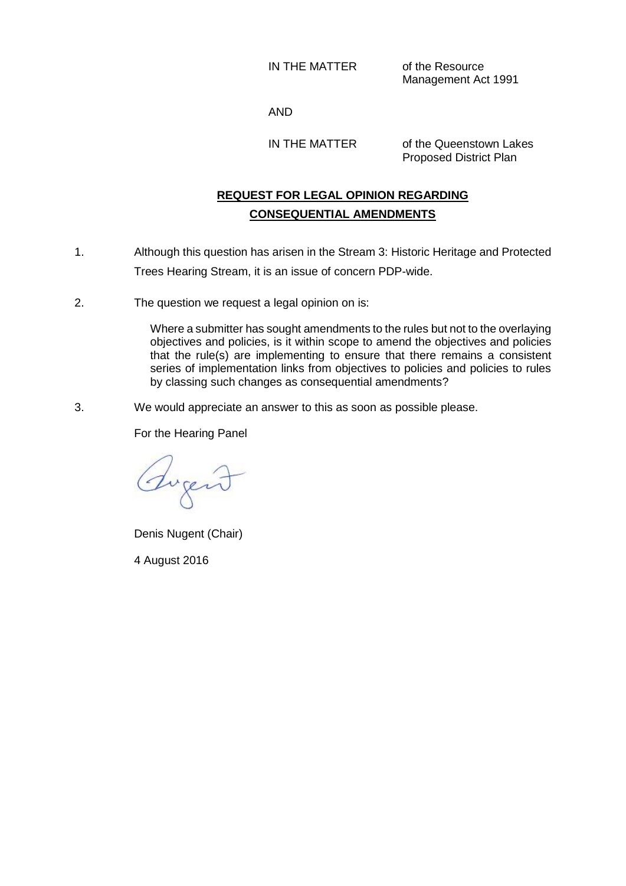IN THE MATTER of the Resource Management Act 1991

AND

IN THE MATTER of the Queenstown Lakes Proposed District Plan

**REQUEST FOR LEGAL OPINION REGARDING CONSEQUENTIAL AMENDMENTS**

1. Although this question has arisen in the Stream 3: Historic Heritage and Protected Trees Hearing Stream, it is an issue of concern PDP-wide.

2. The question we request a legal opinion on is:

   Where a submitter has sought amendments to the rules but not to the overlaying objectives and policies, is it within scope to amend the objectives and policies that the rule(s) are implementing to ensure that there remains a consistent series of implementation links from objectives to policies and policies to rules by classing such changes as consequential amendments?

3. We would appreciate an answer to this as soon as possible please.

For the Hearing Panel

Denis Nugent (Chair)

4 August 2016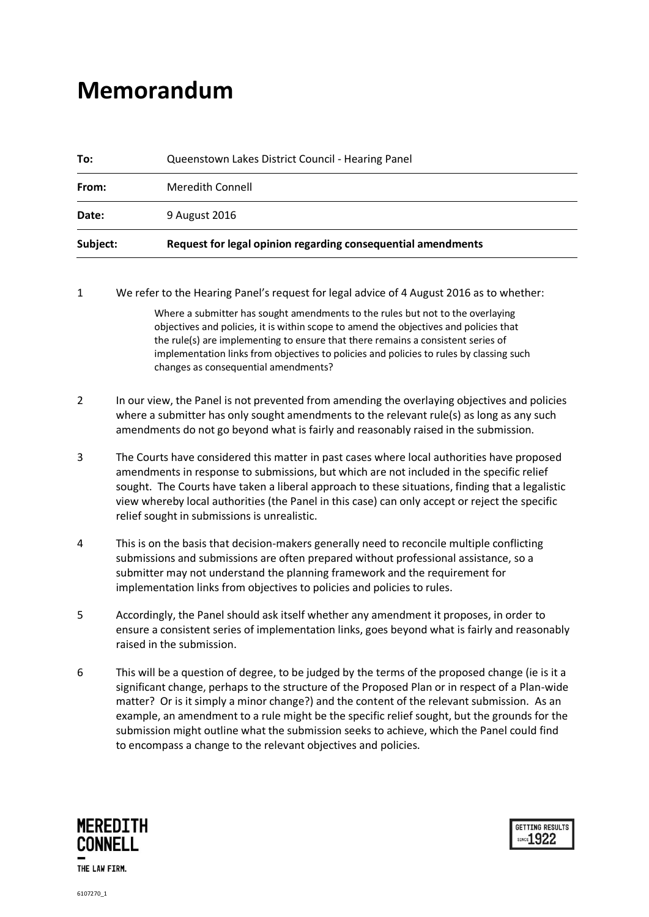# Memorandum

| | |
|---|---|
| **To:** | Queenstown Lakes District Council - Hearing Panel |
| **From:** | Meredith Connell |
| **Date:** | 9 August 2016 |
| **Subject:** | **Request for legal opinion regarding consequential amendments** |

1 We refer to the Hearing Panel's request for legal advice of 4 August 2016 as to whether:

> Where a submitter has sought amendments to the rules but not to the overlaying objectives and policies, it is within scope to amend the objectives and policies that the rule(s) are implementing to ensure that there remains a consistent series of implementation links from objectives to policies and policies to rules by classing such changes as consequential amendments?

2 In our view, the Panel is not prevented from amending the overlaying objectives and policies where a submitter has only sought amendments to the relevant rule(s) as long as any such amendments do not go beyond what is fairly and reasonably raised in the submission.

3 The Courts have considered this matter in past cases where local authorities have proposed amendments in response to submissions, but which are not included in the specific relief sought. The Courts have taken a liberal approach to these situations, finding that a legalistic view whereby local authorities (the Panel in this case) can only accept or reject the specific relief sought in submissions is unrealistic.

4 This is on the basis that decision-makers generally need to reconcile multiple conflicting submissions and submissions are often prepared without professional assistance, so a submitter may not understand the planning framework and the requirement for implementation links from objectives to policies and policies to rules.

5 Accordingly, the Panel should ask itself whether any amendment it proposes, in order to ensure a consistent series of implementation links, goes beyond what is fairly and reasonably raised in the submission.

6 This will be a question of degree, to be judged by the terms of the proposed change (ie is it a significant change, perhaps to the structure of the Proposed Plan or in respect of a Plan-wide matter? Or is it simply a minor change?) and the content of the relevant submission. As an example, an amendment to a rule might be the specific relief sought, but the grounds for the submission might outline what the submission seeks to achieve, which the Panel could find to encompass a change to the relevant objectives and policies.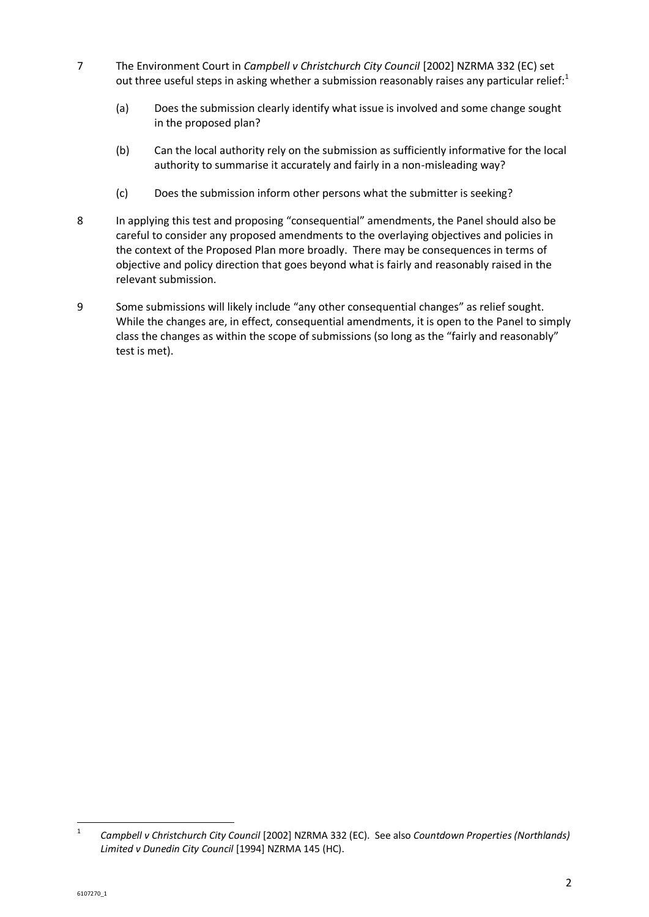7 The Environment Court in *Campbell v Christchurch City Council* [2002] NZRMA 332 (EC) set out three useful steps in asking whether a submission reasonably raises any particular relief:[1]

   (a) Does the submission clearly identify what issue is involved and some change sought in the proposed plan?

   (b) Can the local authority rely on the submission as sufficiently informative for the local authority to summarise it accurately and fairly in a non-misleading way?

   (c) Does the submission inform other persons what the submitter is seeking?

8 In applying this test and proposing "consequential" amendments, the Panel should also be careful to consider any proposed amendments to the overlaying objectives and policies in the context of the Proposed Plan more broadly. There may be consequences in terms of objective and policy direction that goes beyond what is fairly and reasonably raised in the relevant submission.

9 Some submissions will likely include "any other consequential changes" as relief sought. While the changes are, in effect, consequential amendments, it is open to the Panel to simply class the changes as within the scope of submissions (so long as the "fairly and reasonably" test is met).

---

[1] *Campbell v Christchurch City Council* [2002] NZRMA 332 (EC). See also *Countdown Properties (Northlands) Limited v Dunedin City Council* [1994] NZRMA 145 (HC).